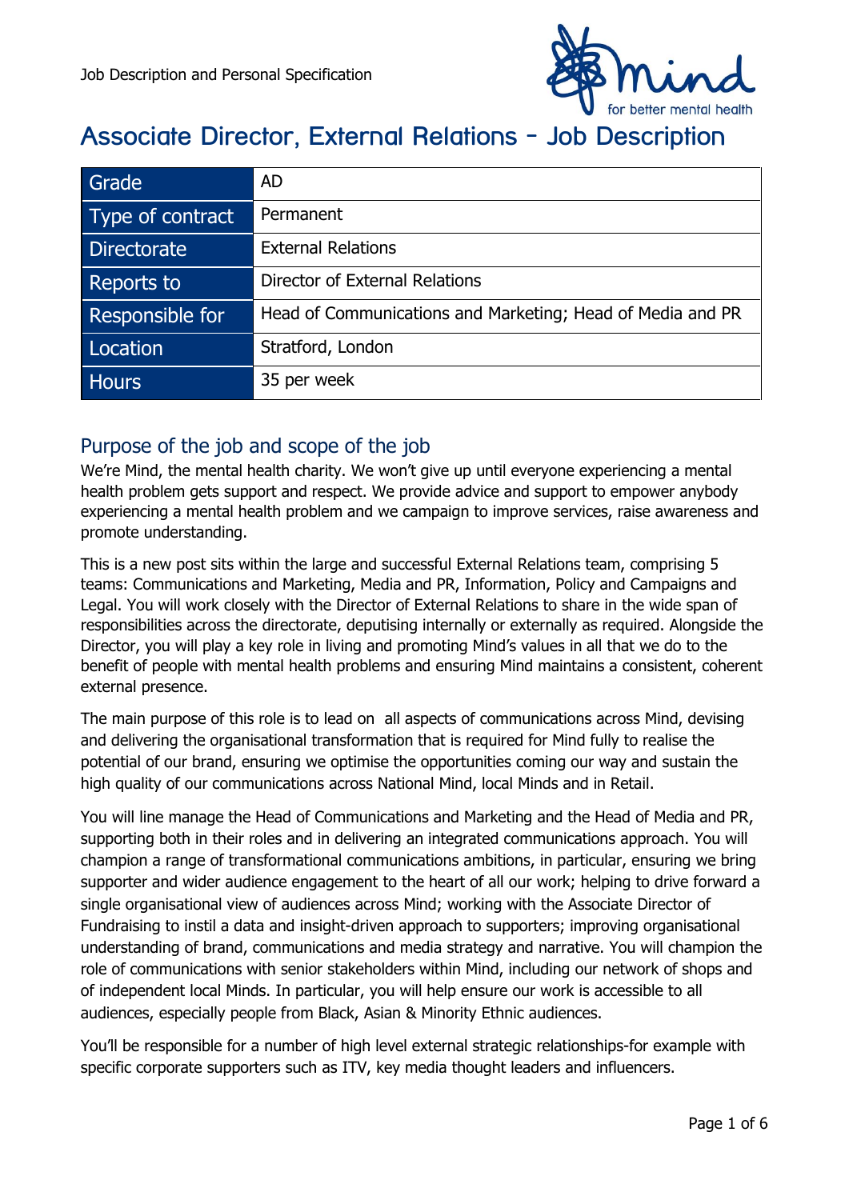Job Description and Personal Specification

# Associate Director, External Relations – Job Description

| Grade | AD |
|---|---|
| Type of contract | Permanent |
| Directorate | External Relations |
| Reports to | Director of External Relations |
| Responsible for | Head of Communications and Marketing; Head of Media and PR |
| Location | Stratford, London |
| Hours | 35 per week |

## Purpose of the job and scope of the job

We're Mind, the mental health charity. We won't give up until everyone experiencing a mental health problem gets support and respect. We provide advice and support to empower anybody experiencing a mental health problem and we campaign to improve services, raise awareness and promote understanding.

This is a new post sits within the large and successful External Relations team, comprising 5 teams: Communications and Marketing, Media and PR, Information, Policy and Campaigns and Legal. You will work closely with the Director of External Relations to share in the wide span of responsibilities across the directorate, deputising internally or externally as required. Alongside the Director, you will play a key role in living and promoting Mind's values in all that we do to the benefit of people with mental health problems and ensuring Mind maintains a consistent, coherent external presence.

The main purpose of this role is to lead on all aspects of communications across Mind, devising and delivering the organisational transformation that is required for Mind fully to realise the potential of our brand, ensuring we optimise the opportunities coming our way and sustain the high quality of our communications across National Mind, local Minds and in Retail.

You will line manage the Head of Communications and Marketing and the Head of Media and PR, supporting both in their roles and in delivering an integrated communications approach. You will champion a range of transformational communications ambitions, in particular, ensuring we bring supporter and wider audience engagement to the heart of all our work; helping to drive forward a single organisational view of audiences across Mind; working with the Associate Director of Fundraising to instil a data and insight-driven approach to supporters; improving organisational understanding of brand, communications and media strategy and narrative. You will champion the role of communications with senior stakeholders within Mind, including our network of shops and of independent local Minds. In particular, you will help ensure our work is accessible to all audiences, especially people from Black, Asian & Minority Ethnic audiences.

You'll be responsible for a number of high level external strategic relationships-for example with specific corporate supporters such as ITV, key media thought leaders and influencers.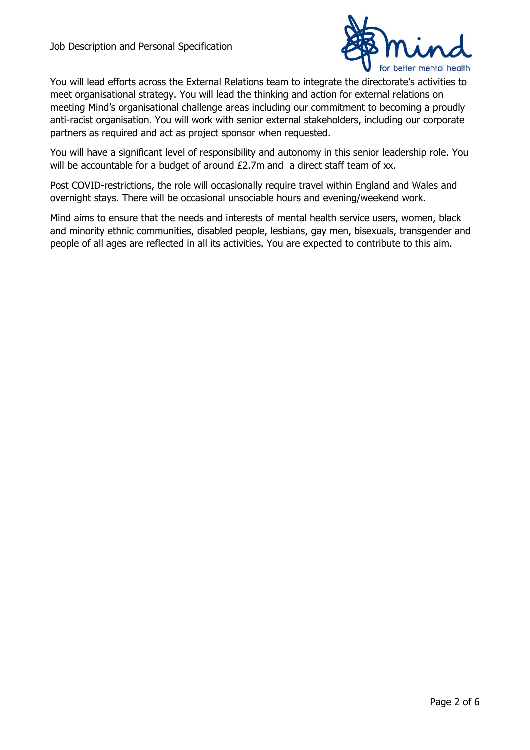You will lead efforts across the External Relations team to integrate the directorate's activities to meet organisational strategy. You will lead the thinking and action for external relations on meeting Mind's organisational challenge areas including our commitment to becoming a proudly anti-racist organisation. You will work with senior external stakeholders, including our corporate partners as required and act as project sponsor when requested.

You will have a significant level of responsibility and autonomy in this senior leadership role. You will be accountable for a budget of around £2.7m and a direct staff team of xx.

Post COVID-restrictions, the role will occasionally require travel within England and Wales and overnight stays. There will be occasional unsociable hours and evening/weekend work.

Mind aims to ensure that the needs and interests of mental health service users, women, black and minority ethnic communities, disabled people, lesbians, gay men, bisexuals, transgender and people of all ages are reflected in all its activities. You are expected to contribute to this aim.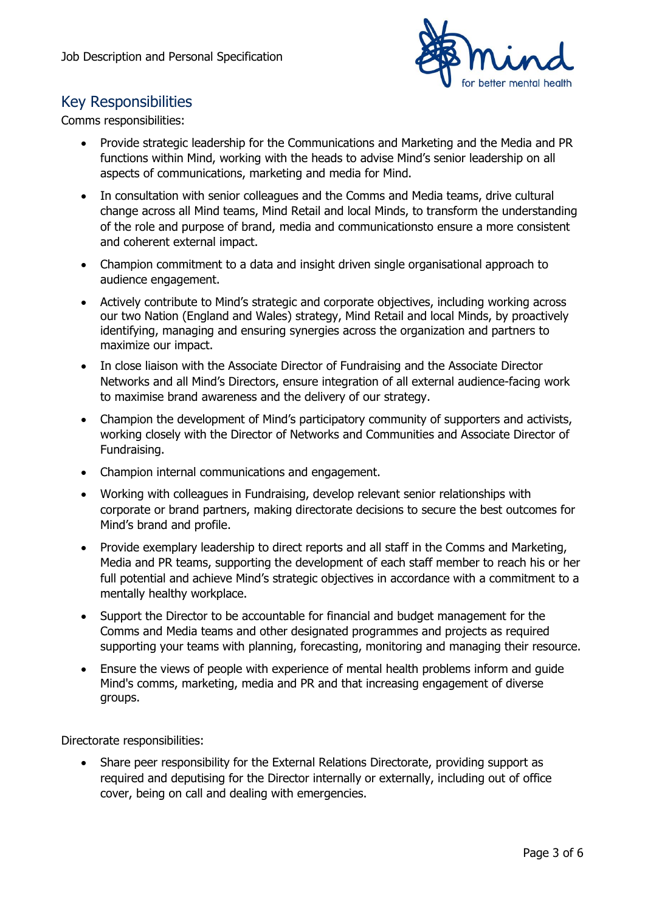## Key Responsibilities

Comms responsibilities:

- Provide strategic leadership for the Communications and Marketing and the Media and PR functions within Mind, working with the heads to advise Mind's senior leadership on all aspects of communications, marketing and media for Mind.
- In consultation with senior colleagues and the Comms and Media teams, drive cultural change across all Mind teams, Mind Retail and local Minds, to transform the understanding of the role and purpose of brand, media and communicationsto ensure a more consistent and coherent external impact.
- Champion commitment to a data and insight driven single organisational approach to audience engagement.
- Actively contribute to Mind's strategic and corporate objectives, including working across our two Nation (England and Wales) strategy, Mind Retail and local Minds, by proactively identifying, managing and ensuring synergies across the organization and partners to maximize our impact.
- In close liaison with the Associate Director of Fundraising and the Associate Director Networks and all Mind's Directors, ensure integration of all external audience-facing work to maximise brand awareness and the delivery of our strategy.
- Champion the development of Mind's participatory community of supporters and activists, working closely with the Director of Networks and Communities and Associate Director of Fundraising.
- Champion internal communications and engagement.
- Working with colleagues in Fundraising, develop relevant senior relationships with corporate or brand partners, making directorate decisions to secure the best outcomes for Mind's brand and profile.
- Provide exemplary leadership to direct reports and all staff in the Comms and Marketing, Media and PR teams, supporting the development of each staff member to reach his or her full potential and achieve Mind's strategic objectives in accordance with a commitment to a mentally healthy workplace.
- Support the Director to be accountable for financial and budget management for the Comms and Media teams and other designated programmes and projects as required supporting your teams with planning, forecasting, monitoring and managing their resource.
- Ensure the views of people with experience of mental health problems inform and guide Mind's comms, marketing, media and PR and that increasing engagement of diverse groups.

Directorate responsibilities:

- Share peer responsibility for the External Relations Directorate, providing support as required and deputising for the Director internally or externally, including out of office cover, being on call and dealing with emergencies.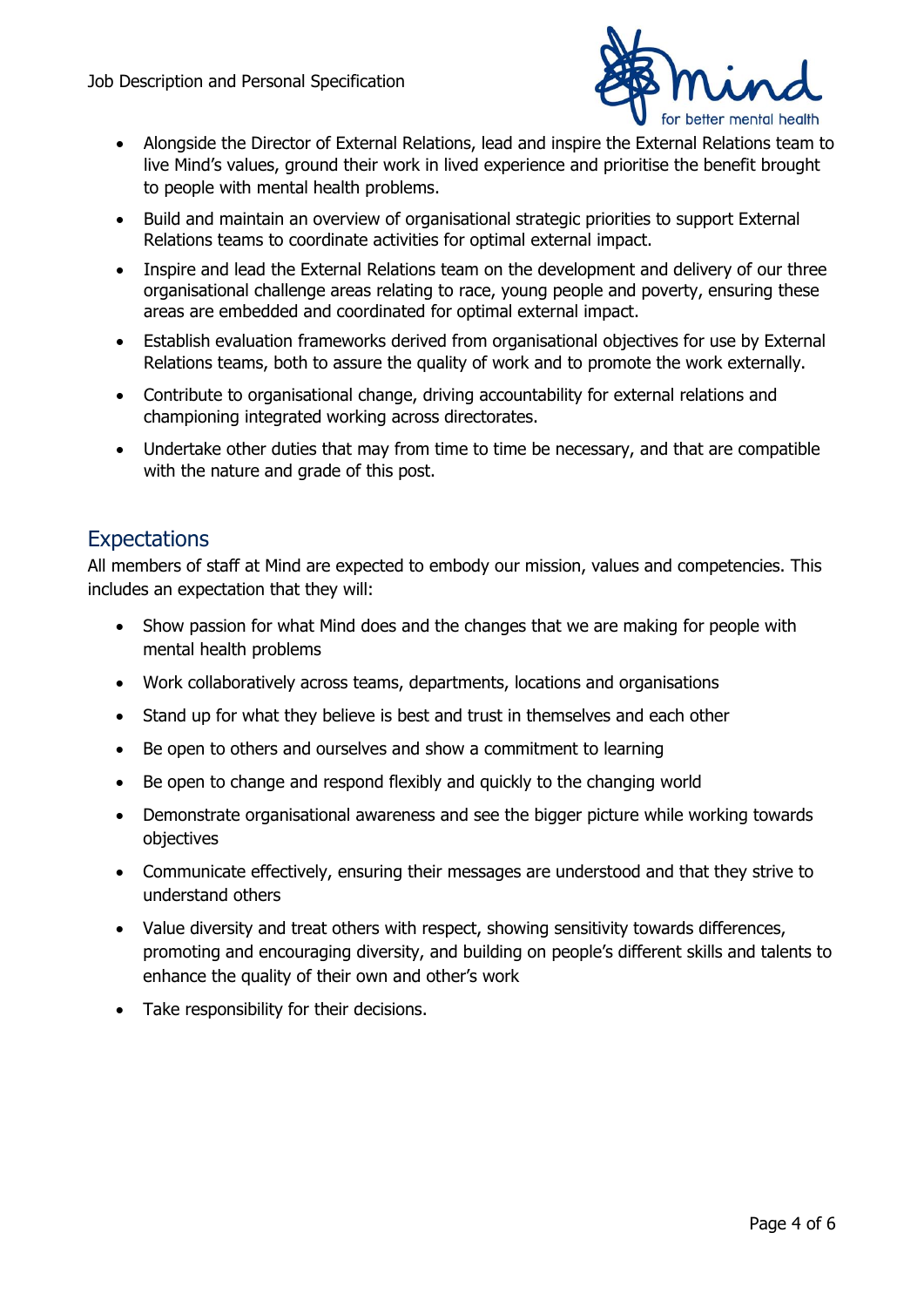- Alongside the Director of External Relations, lead and inspire the External Relations team to live Mind's values, ground their work in lived experience and prioritise the benefit brought to people with mental health problems.
- Build and maintain an overview of organisational strategic priorities to support External Relations teams to coordinate activities for optimal external impact.
- Inspire and lead the External Relations team on the development and delivery of our three organisational challenge areas relating to race, young people and poverty, ensuring these areas are embedded and coordinated for optimal external impact.
- Establish evaluation frameworks derived from organisational objectives for use by External Relations teams, both to assure the quality of work and to promote the work externally.
- Contribute to organisational change, driving accountability for external relations and championing integrated working across directorates.
- Undertake other duties that may from time to time be necessary, and that are compatible with the nature and grade of this post.

## Expectations

All members of staff at Mind are expected to embody our mission, values and competencies. This includes an expectation that they will:

- Show passion for what Mind does and the changes that we are making for people with mental health problems
- Work collaboratively across teams, departments, locations and organisations
- Stand up for what they believe is best and trust in themselves and each other
- Be open to others and ourselves and show a commitment to learning
- Be open to change and respond flexibly and quickly to the changing world
- Demonstrate organisational awareness and see the bigger picture while working towards objectives
- Communicate effectively, ensuring their messages are understood and that they strive to understand others
- Value diversity and treat others with respect, showing sensitivity towards differences, promoting and encouraging diversity, and building on people's different skills and talents to enhance the quality of their own and other's work
- Take responsibility for their decisions.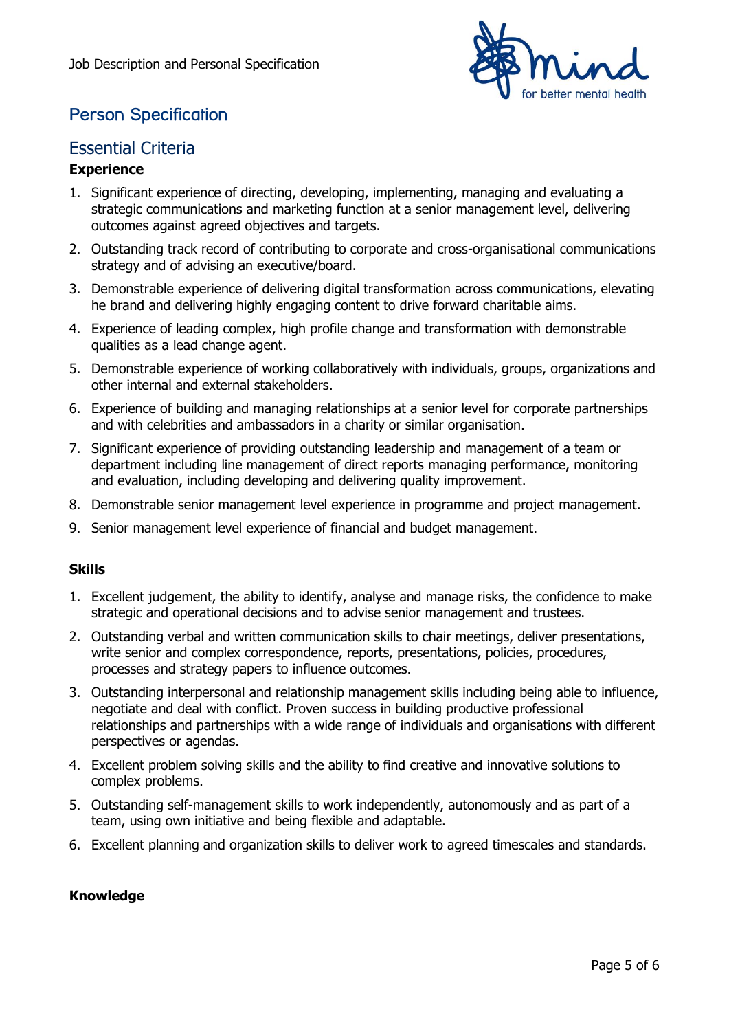## Person Specification

## Essential Criteria

**Experience**

1. Significant experience of directing, developing, implementing, managing and evaluating a strategic communications and marketing function at a senior management level, delivering outcomes against agreed objectives and targets.
2. Outstanding track record of contributing to corporate and cross-organisational communications strategy and of advising an executive/board.
3. Demonstrable experience of delivering digital transformation across communications, elevating he brand and delivering highly engaging content to drive forward charitable aims.
4. Experience of leading complex, high profile change and transformation with demonstrable qualities as a lead change agent.
5. Demonstrable experience of working collaboratively with individuals, groups, organizations and other internal and external stakeholders.
6. Experience of building and managing relationships at a senior level for corporate partnerships and with celebrities and ambassadors in a charity or similar organisation.
7. Significant experience of providing outstanding leadership and management of a team or department including line management of direct reports managing performance, monitoring and evaluation, including developing and delivering quality improvement.
8. Demonstrable senior management level experience in programme and project management.
9. Senior management level experience of financial and budget management.

**Skills**

1. Excellent judgement, the ability to identify, analyse and manage risks, the confidence to make strategic and operational decisions and to advise senior management and trustees.
2. Outstanding verbal and written communication skills to chair meetings, deliver presentations, write senior and complex correspondence, reports, presentations, policies, procedures, processes and strategy papers to influence outcomes.
3. Outstanding interpersonal and relationship management skills including being able to influence, negotiate and deal with conflict. Proven success in building productive professional relationships and partnerships with a wide range of individuals and organisations with different perspectives or agendas.
4. Excellent problem solving skills and the ability to find creative and innovative solutions to complex problems.
5. Outstanding self-management skills to work independently, autonomously and as part of a team, using own initiative and being flexible and adaptable.
6. Excellent planning and organization skills to deliver work to agreed timescales and standards.

**Knowledge**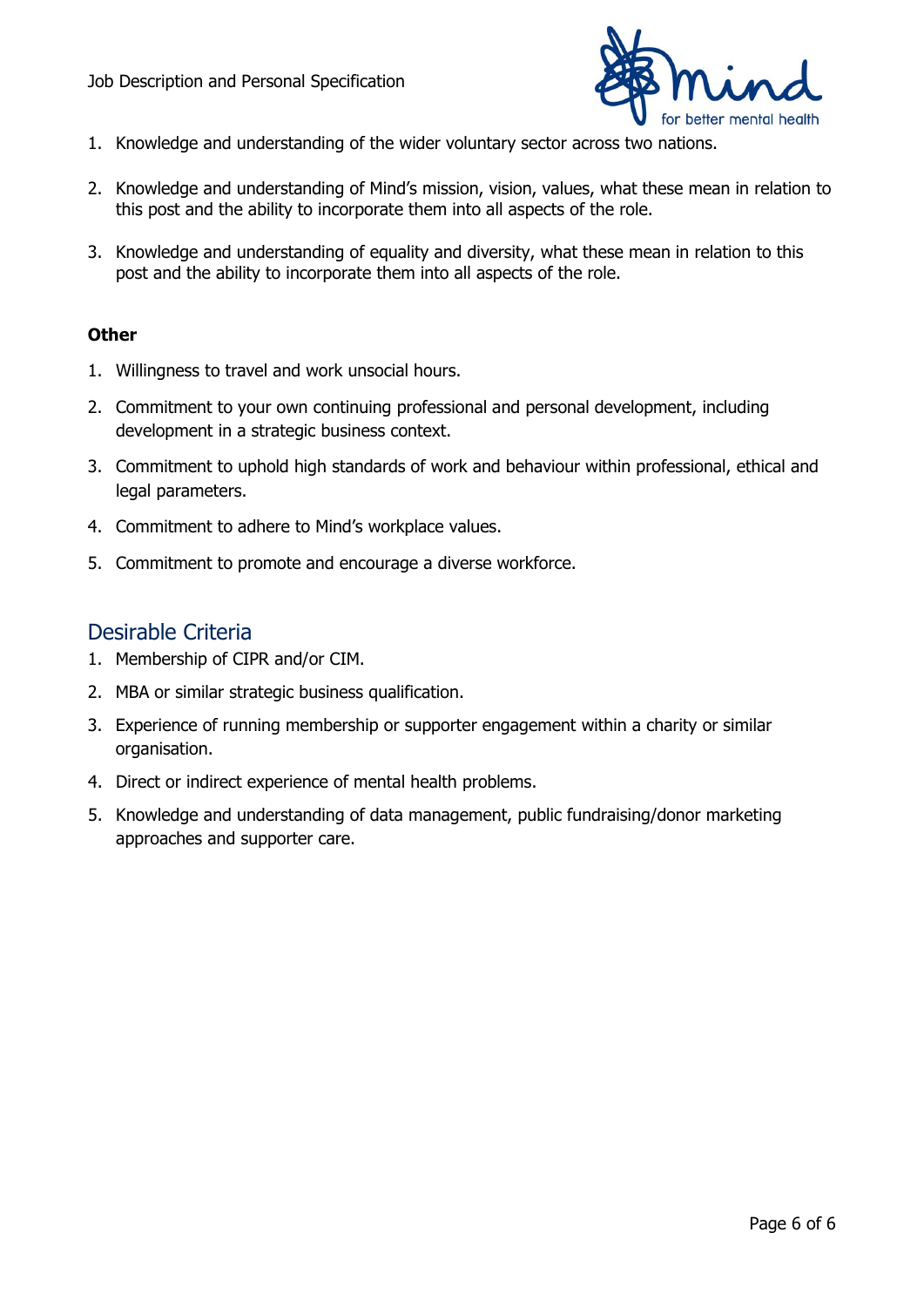1. Knowledge and understanding of the wider voluntary sector across two nations.
2. Knowledge and understanding of Mind's mission, vision, values, what these mean in relation to this post and the ability to incorporate them into all aspects of the role.
3. Knowledge and understanding of equality and diversity, what these mean in relation to this post and the ability to incorporate them into all aspects of the role.

**Other**

1. Willingness to travel and work unsocial hours.
2. Commitment to your own continuing professional and personal development, including development in a strategic business context.
3. Commitment to uphold high standards of work and behaviour within professional, ethical and legal parameters.
4. Commitment to adhere to Mind's workplace values.
5. Commitment to promote and encourage a diverse workforce.

## Desirable Criteria

1. Membership of CIPR and/or CIM.
2. MBA or similar strategic business qualification.
3. Experience of running membership or supporter engagement within a charity or similar organisation.
4. Direct or indirect experience of mental health problems.
5. Knowledge and understanding of data management, public fundraising/donor marketing approaches and supporter care.